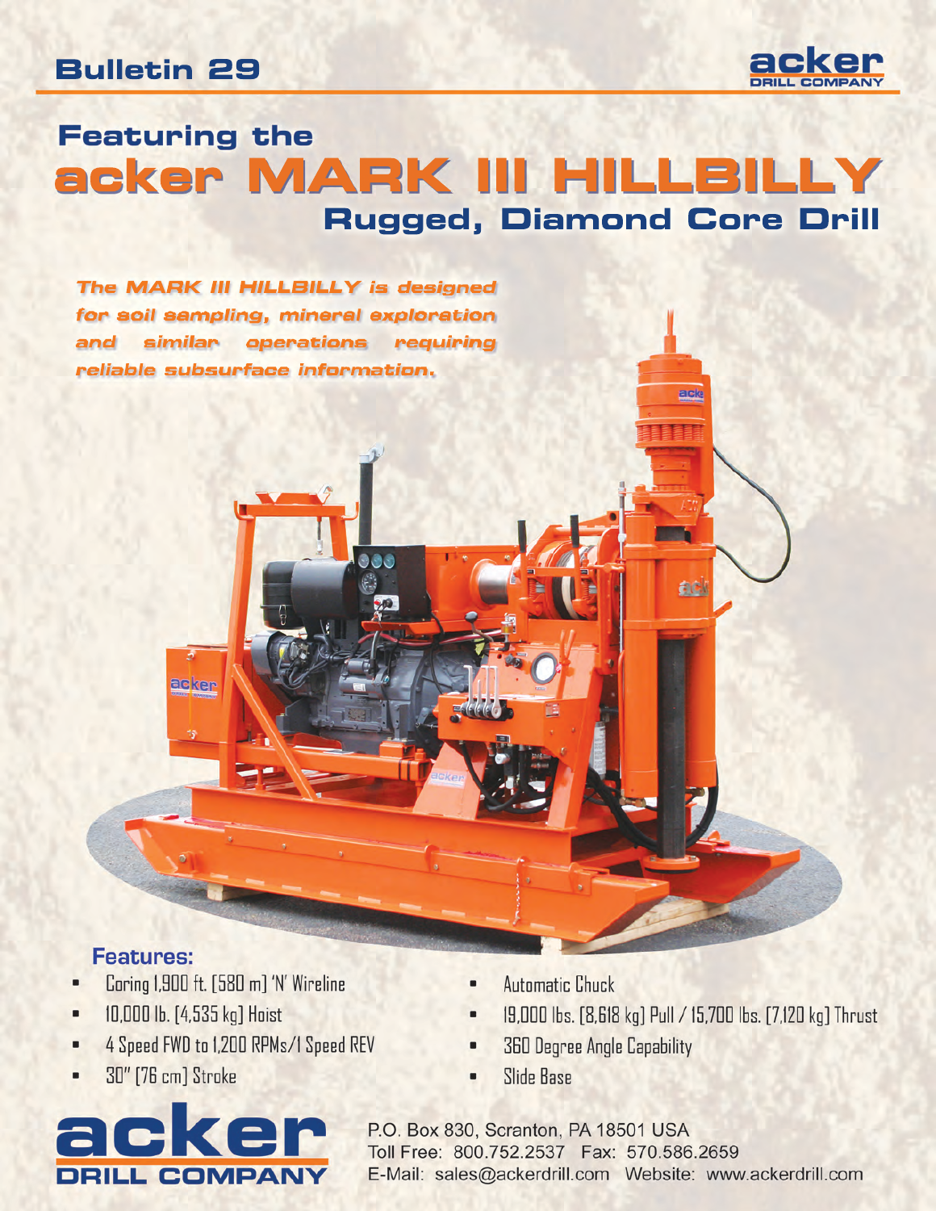# Bulletin 29

acker DRILL COMPANY

## Featuring the acker MARK III HILLBILLY

### Rugged, Diamond Core Drill

*The MARK III HILLBILLY is designed for soil sampling, mineral exploration and similar operations requiring reliable subsurface information.*

### Features:

- Coring 1,900 ft. [580 m] 'N' Wireline
- 10,000 lb. [4,535 kg] Hoist
- 4 Speed FWD to 1,200 RPMs/1 Speed REV
- 30" [76 cm] Stroke
- Automatic Chuck
- 19,000 lbs. [8,618 kg] Pull / 15,700 lbs. [7,120 kg] Thrust
- 360 Degree Angle Capability
- Slide Base

acker DRILL COMPANY

P.O. Box 830, Scranton, PA 18501 USA
Toll Free: 800.752.2537 Fax: 570.586.2659
E-Mail: sales@ackerdrill.com Website: www.ackerdrill.com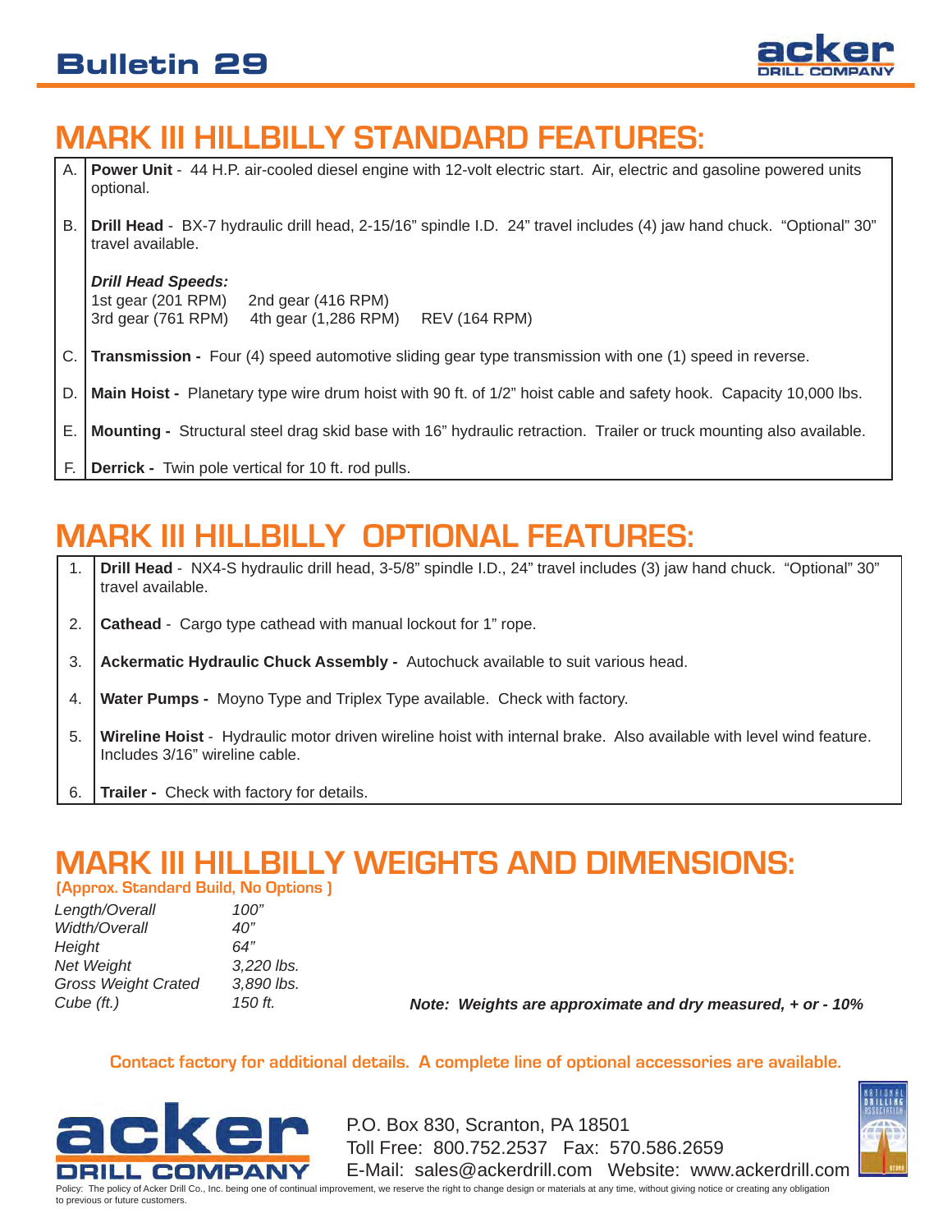# MARK III HILLBILLY STANDARD FEATURES:

| | |
|---|---|
| A. | **Power Unit** - 44 H.P. air-cooled diesel engine with 12-volt electric start. Air, electric and gasoline powered units optional. |
| B. | **Drill Head** - BX-7 hydraulic drill head, 2-15/16" spindle I.D. 24" travel includes (4) jaw hand chuck. "Optional" 30" travel available.<br><br>***Drill Head Speeds:***<br>1st gear (201 RPM) 2nd gear (416 RPM)<br>3rd gear (761 RPM) 4th gear (1,286 RPM) REV (164 RPM) |
| C. | **Transmission -** Four (4) speed automotive sliding gear type transmission with one (1) speed in reverse. |
| D. | **Main Hoist -** Planetary type wire drum hoist with 90 ft. of 1/2" hoist cable and safety hook. Capacity 10,000 lbs. |
| E. | **Mounting -** Structural steel drag skid base with 16" hydraulic retraction. Trailer or truck mounting also available. |
| F. | **Derrick -** Twin pole vertical for 10 ft. rod pulls. |

# MARK III HILLBILLY OPTIONAL FEATURES:

| | |
|---|---|
| 1. | **Drill Head** - NX4-S hydraulic drill head, 3-5/8" spindle I.D., 24" travel includes (3) jaw hand chuck. "Optional" 30" travel available. |
| 2. | **Cathead** - Cargo type cathead with manual lockout for 1" rope. |
| 3. | **Ackermatic Hydraulic Chuck Assembly -** Autochuck available to suit various head. |
| 4. | **Water Pumps -** Moyno Type and Triplex Type available. Check with factory. |
| 5. | **Wireline Hoist** - Hydraulic motor driven wireline hoist with internal brake. Also available with level wind feature. Includes 3/16" wireline cable. |
| 6. | **Trailer -** Check with factory for details. |

# MARK III HILLBILLY WEIGHTS AND DIMENSIONS:

**(Approx. Standard Build, No Options )**

| | |
|---|---|
| *Length/Overall* | *100"* |
| *Width/Overall* | *40"* |
| *Height* | *64"* |
| *Net Weight* | *3,220 lbs.* |
| *Gross Weight Crated* | *3,890 lbs.* |
| *Cube (ft.)* | *150 ft.* |

***Note: Weights are approximate and dry measured, + or - 10%***

**Contact factory for additional details. A complete line of optional accessories are available.**

acker DRILL COMPANY

P.O. Box 830, Scranton, PA 18501
Toll Free: 800.752.2537 Fax: 570.586.2659
E-Mail: sales@ackerdrill.com Website: www.ackerdrill.com

Policy: The policy of Acker Drill Co., Inc. being one of continual improvement, we reserve the right to change design or materials at any time, without giving notice or creating any obligation to previous or future customers.